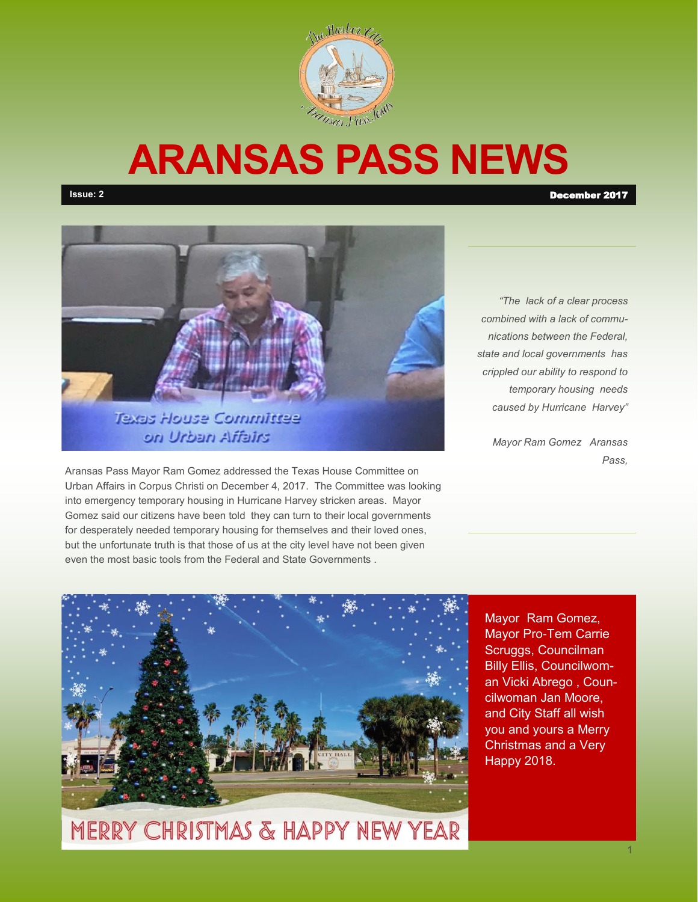# ARANSAS PASS NEWS

**Issue: 2** **December 2017**

Aransas Pass Mayor Ram Gomez addressed the Texas House Committee on Urban Affairs in Corpus Christi on December 4, 2017. The Committee was looking into emergency temporary housing in Hurricane Harvey stricken areas. Mayor Gomez said our citizens have been told they can turn to their local governments for desperately needed temporary housing for themselves and their loved ones, but the unfortunate truth is that those of us at the city level have not been given even the most basic tools from the Federal and State Governments .

*"The lack of a clear process combined with a lack of communications between the Federal, state and local governments has crippled our ability to respond to temporary housing needs caused by Hurricane Harvey"*

*Mayor Ram Gomez Aransas Pass,*

Mayor Ram Gomez, Mayor Pro-Tem Carrie Scruggs, Councilman Billy Ellis, Councilwoman Vicki Abrego , Councilwoman Jan Moore, and City Staff all wish you and yours a Merry Christmas and a Very Happy 2018.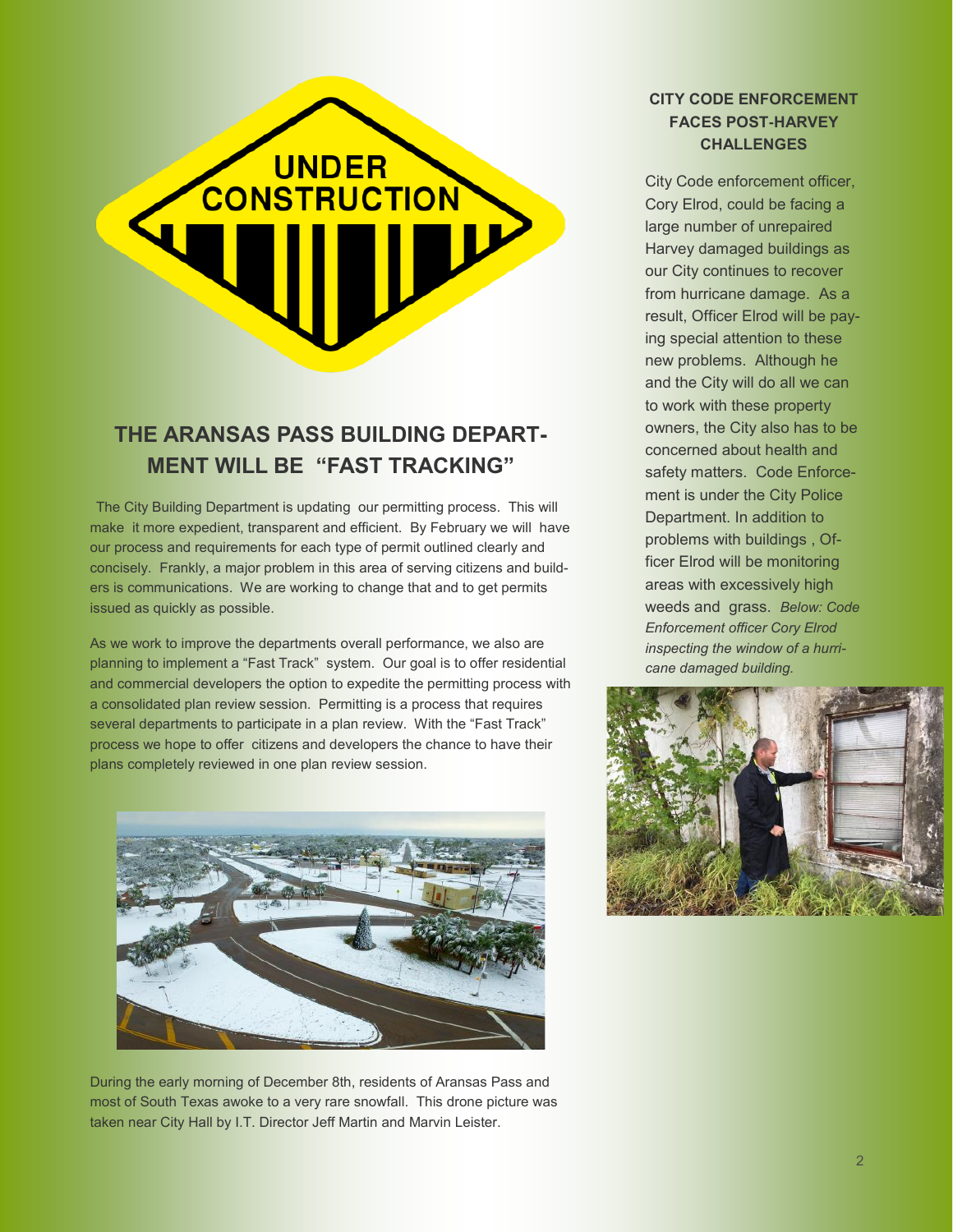## THE ARANSAS PASS BUILDING DEPARTMENT WILL BE "FAST TRACKING"

The City Building Department is updating our permitting process. This will make it more expedient, transparent and efficient. By February we will have our process and requirements for each type of permit outlined clearly and concisely. Frankly, a major problem in this area of serving citizens and builders is communications. We are working to change that and to get permits issued as quickly as possible.

As we work to improve the departments overall performance, we also are planning to implement a "Fast Track" system. Our goal is to offer residential and commercial developers the option to expedite the permitting process with a consolidated plan review session. Permitting is a process that requires several departments to participate in a plan review. With the "Fast Track" process we hope to offer citizens and developers the chance to have their plans completely reviewed in one plan review session.

During the early morning of December 8th, residents of Aransas Pass and most of South Texas awoke to a very rare snowfall. This drone picture was taken near City Hall by I.T. Director Jeff Martin and Marvin Leister.

### CITY CODE ENFORCEMENT FACES POST-HARVEY CHALLENGES

City Code enforcement officer, Cory Elrod, could be facing a large number of unrepaired Harvey damaged buildings as our City continues to recover from hurricane damage. As a result, Officer Elrod will be paying special attention to these new problems. Although he and the City will do all we can to work with these property owners, the City also has to be concerned about health and safety matters. Code Enforcement is under the City Police Department. In addition to problems with buildings, Officer Elrod will be monitoring areas with excessively high weeds and grass. *Below: Code Enforcement officer Cory Elrod inspecting the window of a hurricane damaged building.*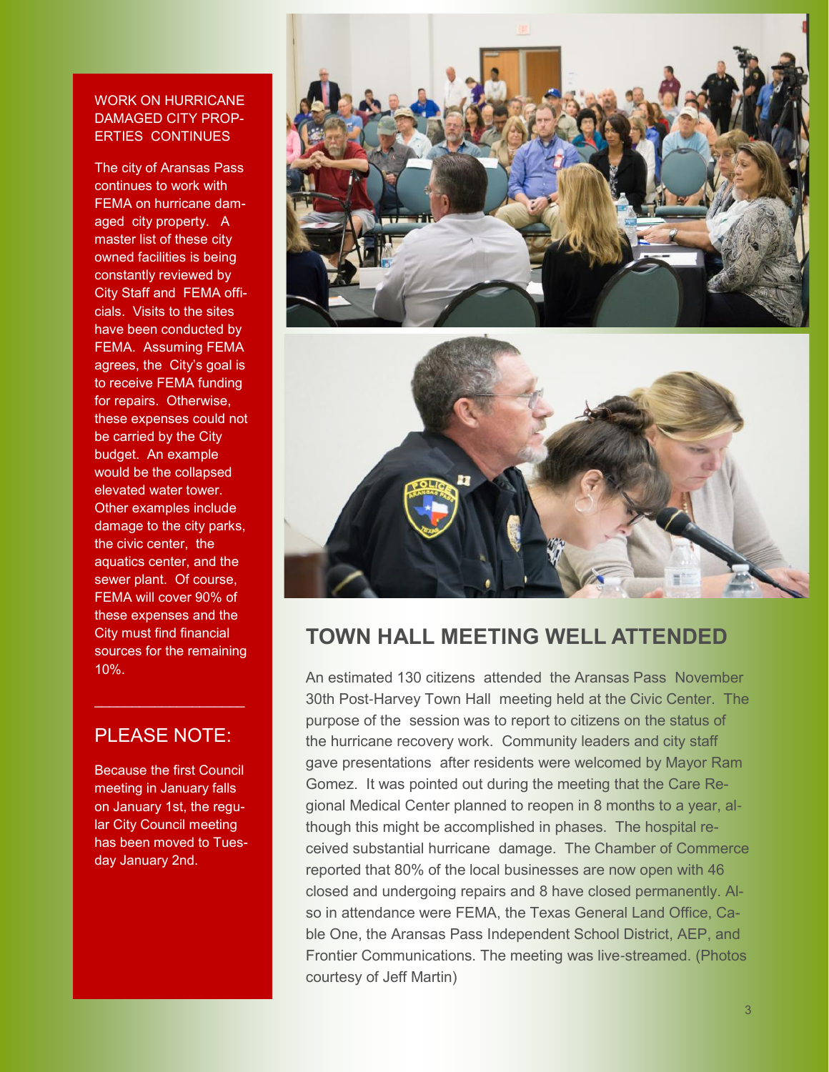## WORK ON HURRICANE DAMAGED CITY PROPERTIES CONTINUES

The city of Aransas Pass continues to work with FEMA on hurricane damaged city property. A master list of these city owned facilities is being constantly reviewed by City Staff and FEMA officials. Visits to the sites have been conducted by FEMA. Assuming FEMA agrees, the City's goal is to receive FEMA funding for repairs. Otherwise, these expenses could not be carried by the City budget. An example would be the collapsed elevated water tower. Other examples include damage to the city parks, the civic center, the aquatics center, and the sewer plant. Of course, FEMA will cover 90% of these expenses and the City must find financial sources for the remaining 10%.

---

## PLEASE NOTE:

Because the first Council meeting in January falls on January 1st, the regular City Council meeting has been moved to Tuesday January 2nd.

## TOWN HALL MEETING WELL ATTENDED

An estimated 130 citizens attended the Aransas Pass November 30th Post-Harvey Town Hall meeting held at the Civic Center. The purpose of the session was to report to citizens on the status of the hurricane recovery work. Community leaders and city staff gave presentations after residents were welcomed by Mayor Ram Gomez. It was pointed out during the meeting that the Care Regional Medical Center planned to reopen in 8 months to a year, although this might be accomplished in phases. The hospital received substantial hurricane damage. The Chamber of Commerce reported that 80% of the local businesses are now open with 46 closed and undergoing repairs and 8 have closed permanently. Also in attendance were FEMA, the Texas General Land Office, Cable One, the Aransas Pass Independent School District, AEP, and Frontier Communications. The meeting was live-streamed. (Photos courtesy of Jeff Martin)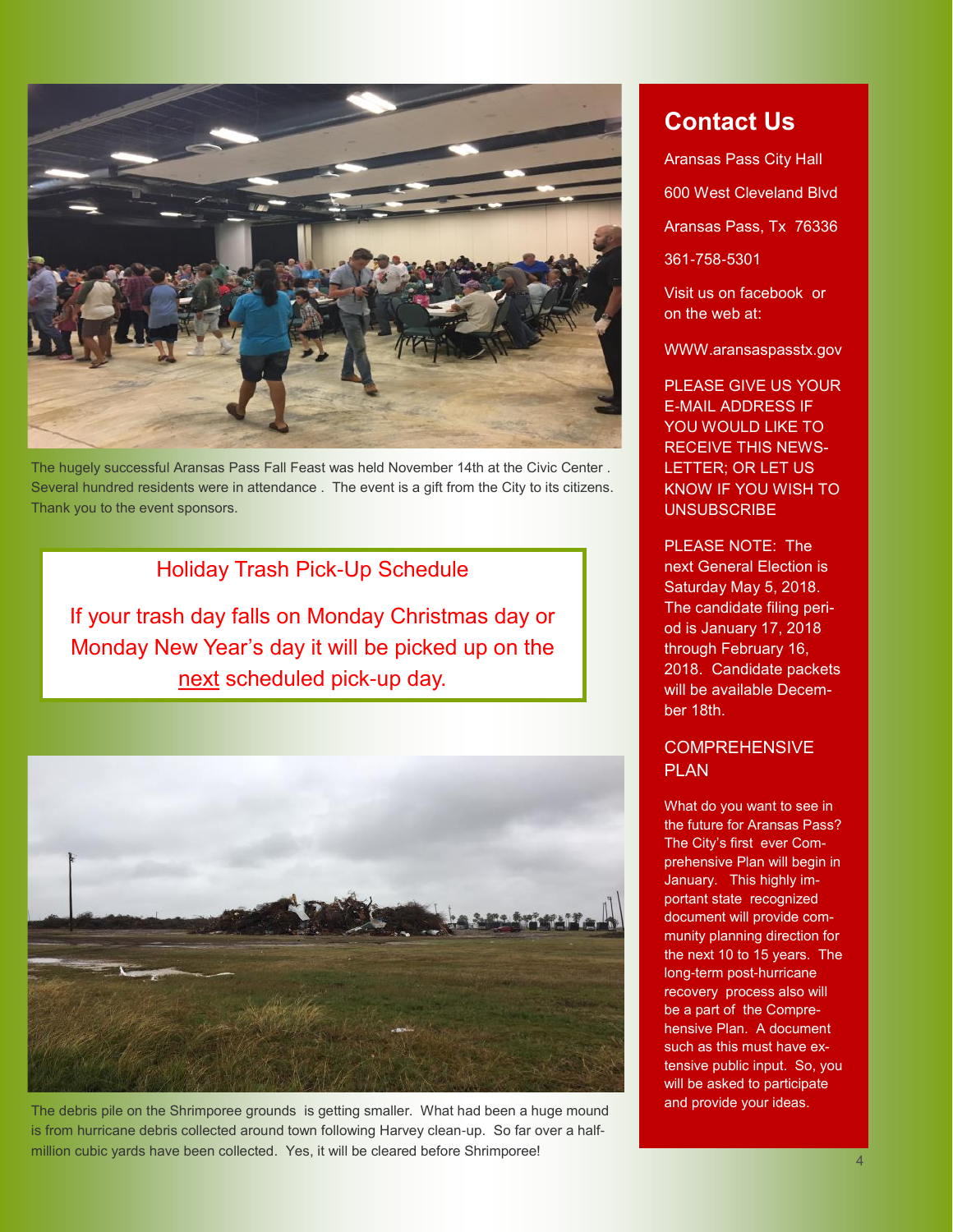The hugely successful Aransas Pass Fall Feast was held November 14th at the Civic Center . Several hundred residents were in attendance . The event is a gift from the City to its citizens. Thank you to the event sponsors.

## Holiday Trash Pick-Up Schedule

If your trash day falls on Monday Christmas day or Monday New Year's day it will be picked up on the next scheduled pick-up day.

The debris pile on the Shrimporee grounds is getting smaller. What had been a huge mound is from hurricane debris collected around town following Harvey clean-up. So far over a half-million cubic yards have been collected. Yes, it will be cleared before Shrimporee!

## Contact Us

Aransas Pass City Hall

600 West Cleveland Blvd

Aransas Pass, Tx 76336

361-758-5301

Visit us on facebook or on the web at:

WWW.aransaspasstx.gov

PLEASE GIVE US YOUR E-MAIL ADDRESS IF YOU WOULD LIKE TO RECEIVE THIS NEWSLETTER; OR LET US KNOW IF YOU WISH TO UNSUBSCRIBE

PLEASE NOTE: The next General Election is Saturday May 5, 2018. The candidate filing period is January 17, 2018 through February 16, 2018. Candidate packets will be available December 18th.

### COMPREHENSIVE PLAN

What do you want to see in the future for Aransas Pass? The City's first ever Comprehensive Plan will begin in January. This highly important state recognized document will provide community planning direction for the next 10 to 15 years. The long-term post-hurricane recovery process also will be a part of the Comprehensive Plan. A document such as this must have extensive public input. So, you will be asked to participate and provide your ideas.